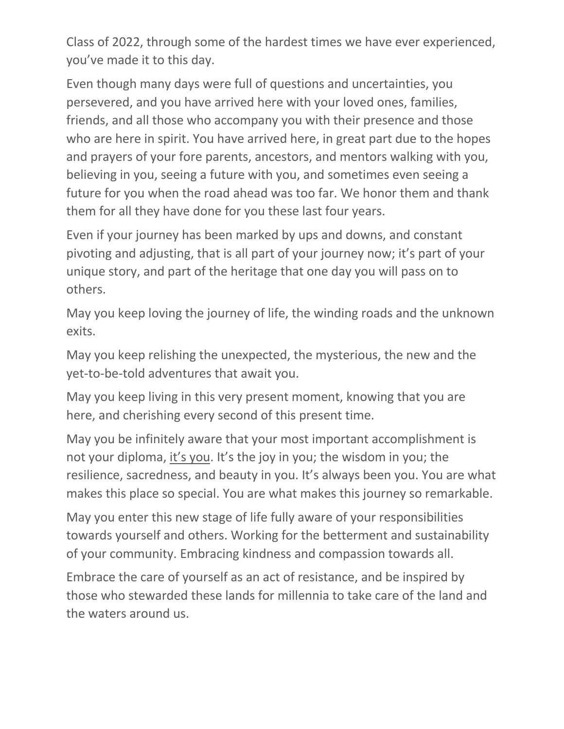Class of 2022, through some of the hardest times we have ever experienced, you've made it to this day.

Even though many days were full of questions and uncertainties, you persevered, and you have arrived here with your loved ones, families, friends, and all those who accompany you with their presence and those who are here in spirit. You have arrived here, in great part due to the hopes and prayers of your fore parents, ancestors, and mentors walking with you, believing in you, seeing a future with you, and sometimes even seeing a future for you when the road ahead was too far. We honor them and thank them for all they have done for you these last four years.

Even if your journey has been marked by ups and downs, and constant pivoting and adjusting, that is all part of your journey now; it's part of your unique story, and part of the heritage that one day you will pass on to others.

May you keep loving the journey of life, the winding roads and the unknown exits.

May you keep relishing the unexpected, the mysterious, the new and the yet-to-be-told adventures that await you.

May you keep living in this very present moment, knowing that you are here, and cherishing every second of this present time.

May you be infinitely aware that your most important accomplishment is not your diploma, <u>it's you</u>. It's the joy in you; the wisdom in you; the resilience, sacredness, and beauty in you. It's always been you. You are what makes this place so special. You are what makes this journey so remarkable.

May you enter this new stage of life fully aware of your responsibilities towards yourself and others. Working for the betterment and sustainability of your community. Embracing kindness and compassion towards all.

Embrace the care of yourself as an act of resistance, and be inspired by those who stewarded these lands for millennia to take care of the land and the waters around us.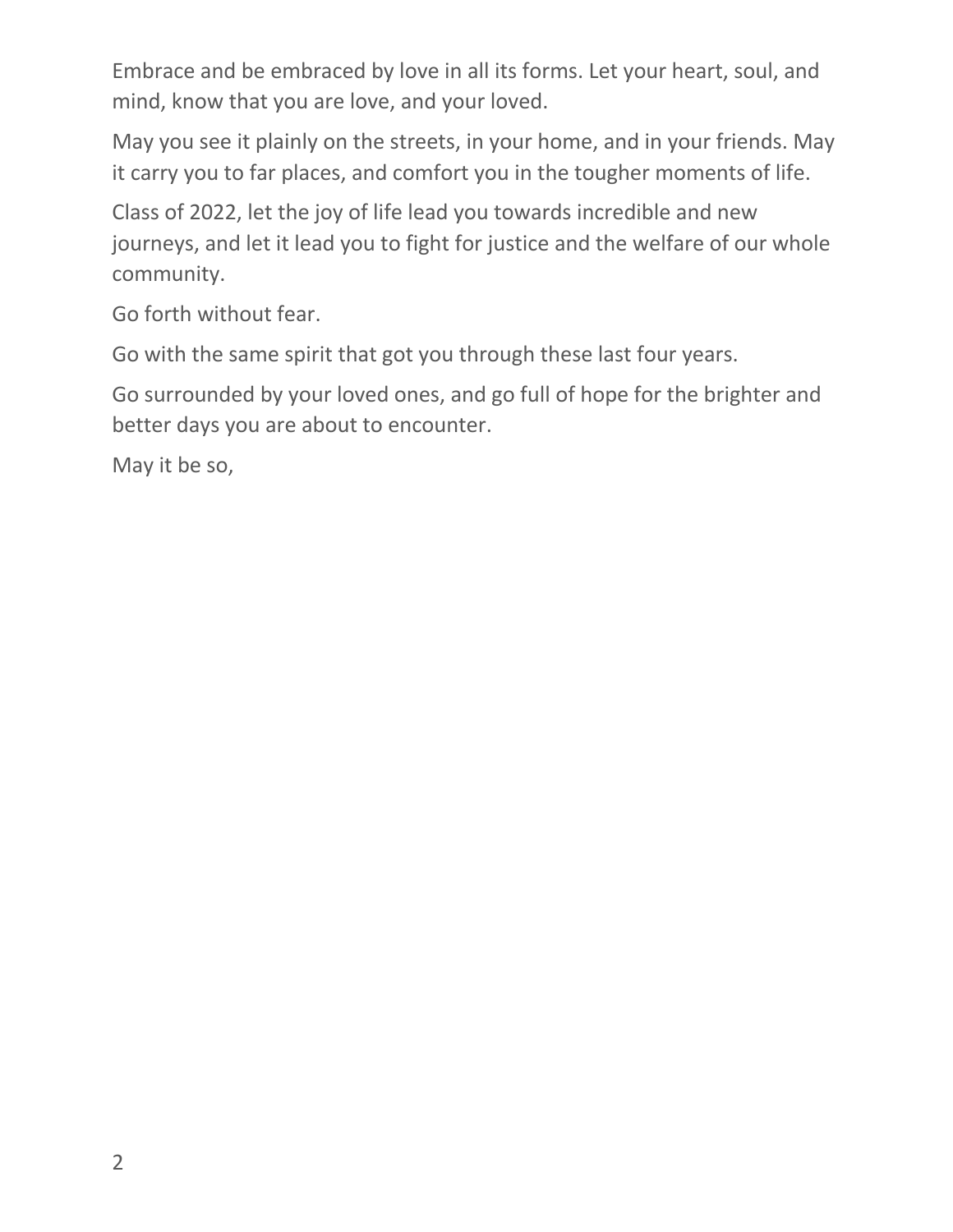Embrace and be embraced by love in all its forms. Let your heart, soul, and mind, know that you are love, and your loved.

May you see it plainly on the streets, in your home, and in your friends. May it carry you to far places, and comfort you in the tougher moments of life.

Class of 2022, let the joy of life lead you towards incredible and new journeys, and let it lead you to fight for justice and the welfare of our whole community.

Go forth without fear.

Go with the same spirit that got you through these last four years.

Go surrounded by your loved ones, and go full of hope for the brighter and better days you are about to encounter.

May it be so,